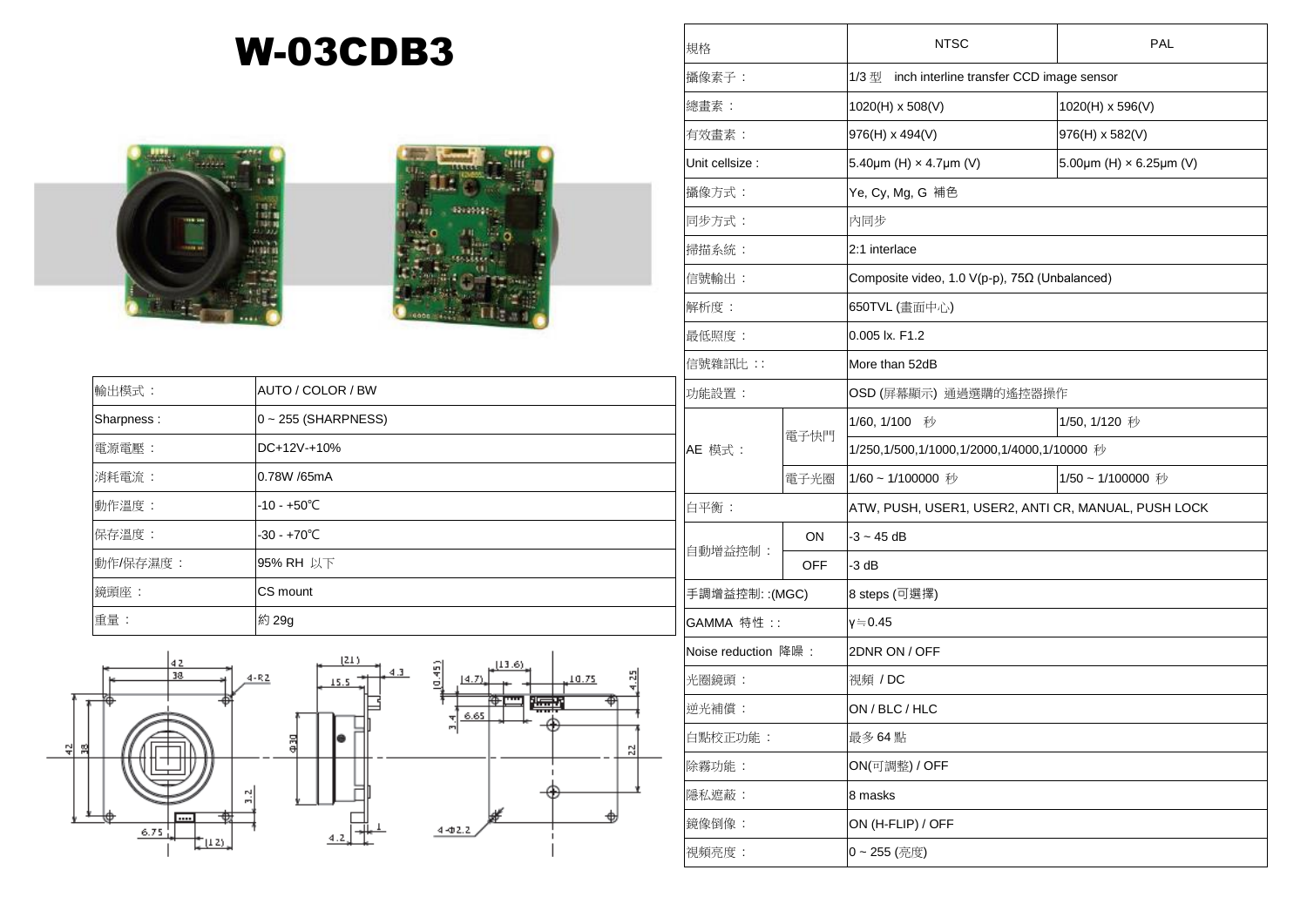# W-03CDB3

| 輸出模式： | AUTO / COLOR / BW |
|---|---|
| Sharpness : | 0 ~ 255 (SHARPNESS) |
| 電源電壓： | DC+12V-+10% |
| 消耗電流： | 0.78W /65mA |
| 動作溫度： | -10 - +50℃ |
| 保存溫度： | -30 - +70℃ |
| 動作/保存濕度： | 95% RH 以下 |
| 鏡頭座： | CS mount |
| 重量： | 約 29g |

| 規格 | | NTSC | PAL |
|---|---|---|---|
| 攝像素子： | | 1/3 型 inch interline transfer CCD image sensor | |
| 總畫素： | | 1020(H) x 508(V) | 1020(H) x 596(V) |
| 有效畫素： | | 976(H) x 494(V) | 976(H) x 582(V) |
| Unit cellsize : | | 5.40μm (H) × 4.7μm (V) | 5.00μm (H) × 6.25μm (V) |
| 攝像方式： | | Ye, Cy, Mg, G 補色 | |
| 同步方式： | | 內同步 | |
| 掃描系統： | | 2:1 interlace | |
| 信號輸出： | | Composite video, 1.0 V(p-p), 75Ω (Unbalanced) | |
| 解析度： | | 650TVL (畫面中心) | |
| 最低照度： | | 0.005 lx. F1.2 | |
| 信號雜訊比 :: | | More than 52dB | |
| 功能設置： | | OSD (屏幕顯示) 通過選購的遙控器操作 | |
| AE 模式： | 電子快門 | 1/60, 1/100 秒 | 1/50, 1/120 秒 |
| | | 1/250,1/500,1/1000,1/2000,1/4000,1/10000 秒 | |
| | 電子光圈 | 1/60 ~ 1/100000 秒 | 1/50 ~ 1/100000 秒 |
| 白平衡： | | ATW, PUSH, USER1, USER2, ANTI CR, MANUAL, PUSH LOCK | |
| 自動增益控制： | ON | -3 ~ 45 dB | |
| | OFF | -3 dB | |
| 手調增益控制: :(MGC) | | 8 steps (可選擇) | |
| GAMMA 特性 :: | | γ≒0.45 | |
| Noise reduction 降噪： | | 2DNR ON / OFF | |
| 光圈鏡頭： | | 視頻 / DC | |
| 逆光補償： | | ON / BLC / HLC | |
| 白點校正功能： | | 最多 64 點 | |
| 除霧功能： | | ON(可調整) / OFF | |
| 隱私遮蔽： | | 8 masks | |
| 鏡像倒像： | | ON (H-FLIP) / OFF | |
| 視頻亮度： | | 0 ~ 255 (亮度) | |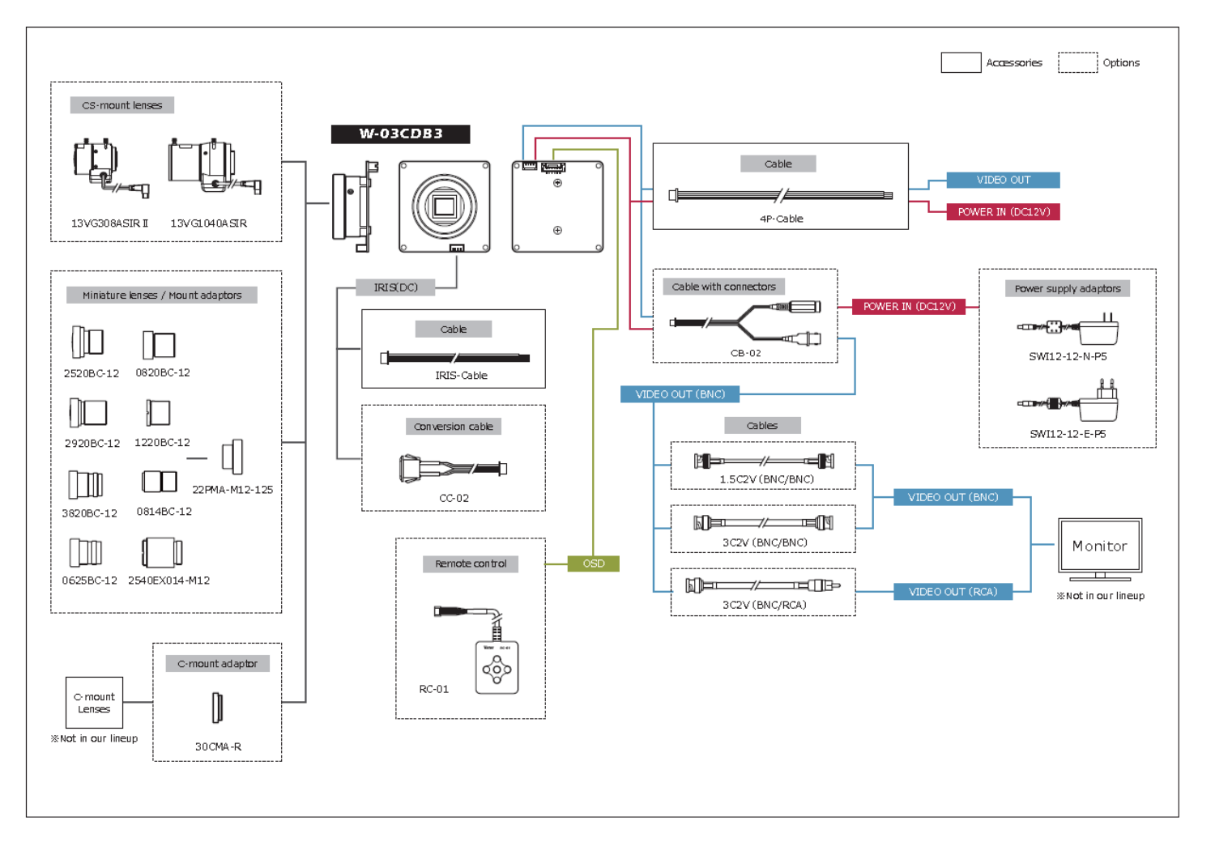Accessories

Options

CS-mount lenses

13VG308ASIR II

13VG1040ASIR

W-03CDB3

Miniature lenses / Mount adaptors

2520BC-12

0820BC-12

2920BC-12

1220BC-12

22PMA-M12-125

3820BC-12

0814BC-12

0625BC-12

2540EX014-M12

C-mount Lenses

※Not in our lineup

C-mount adaptor

30CMA-R

IRIS(DC)

Cable

IRIS-Cable

Conversion cable

CC-02

Remote control

RC-01

OSD

Cable

4P-Cable

VIDEO OUT

POWER IN (DC12V)

Cable with connectors

CB-02

POWER IN (DC12V)

Power supply adaptors

SWI12-12-N-P5

SWI12-12-E-P5

VIDEO OUT (BNC)

Cables

1.5C2V (BNC/BNC)

3C2V (BNC/BNC)

3C2V (BNC/RCA)

VIDEO OUT (BNC)

VIDEO OUT (RCA)

Monitor

※Not in our lineup